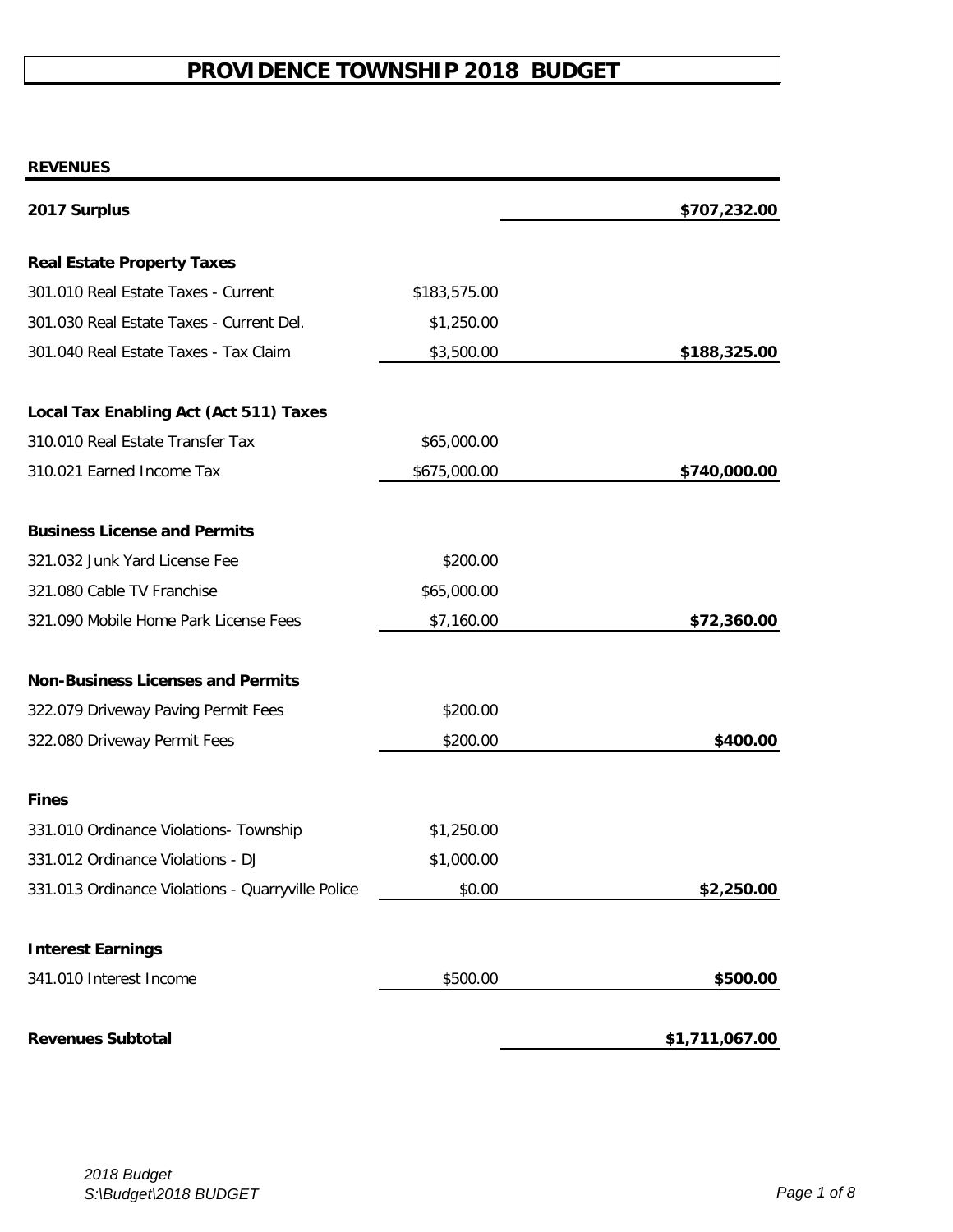# PROVIDENCE TOWNSHIP 2018 BUDGET

**REVENUES**

| | | |
|---|---|---|
| **2017 Surplus** | | **$707,232.00** |
| | | |
| **Real Estate Property Taxes** | | |
| 301.010 Real Estate Taxes - Current | $183,575.00 | |
| 301.030 Real Estate Taxes - Current Del. | $1,250.00 | |
| 301.040 Real Estate Taxes - Tax Claim | $3,500.00 | **$188,325.00** |
| | | |
| **Local Tax Enabling Act (Act 511) Taxes** | | |
| 310.010 Real Estate Transfer Tax | $65,000.00 | |
| 310.021 Earned Income Tax | $675,000.00 | **$740,000.00** |
| | | |
| **Business License and Permits** | | |
| 321.032 Junk Yard License Fee | $200.00 | |
| 321.080 Cable TV Franchise | $65,000.00 | |
| 321.090 Mobile Home Park License Fees | $7,160.00 | **$72,360.00** |
| | | |
| **Non-Business Licenses and Permits** | | |
| 322.079 Driveway Paving Permit Fees | $200.00 | |
| 322.080 Driveway Permit Fees | $200.00 | **$400.00** |
| | | |
| **Fines** | | |
| 331.010 Ordinance Violations- Township | $1,250.00 | |
| 331.012 Ordinance Violations - DJ | $1,000.00 | |
| 331.013 Ordinance Violations - Quarryville Police | $0.00 | **$2,250.00** |
| | | |
| **Interest Earnings** | | |
| 341.010 Interest Income | $500.00 | **$500.00** |
| | | |
| **Revenues Subtotal** | | **$1,711,067.00** |

*2018 Budget*
*S:\Budget\2018 BUDGET*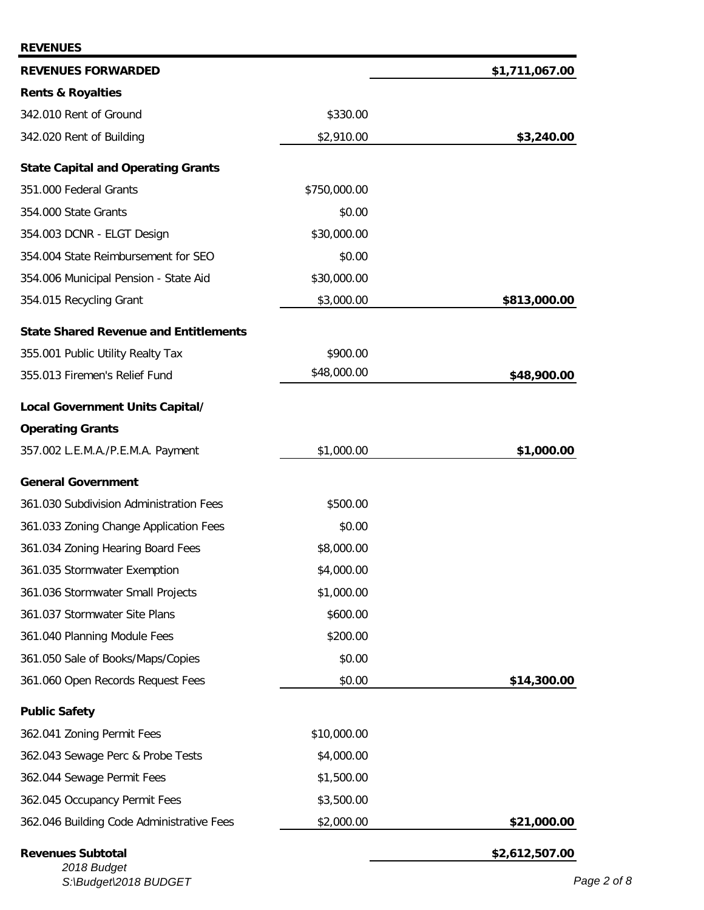**REVENUES**

| | | |
|---|---|---|
| **REVENUES FORWARDED** | | **$1,711,067.00** |
| **Rents & Royalties** | | |
| 342.010 Rent of Ground | $330.00 | |
| 342.020 Rent of Building | $2,910.00 | **$3,240.00** |
| **State Capital and Operating Grants** | | |
| 351.000 Federal Grants | $750,000.00 | |
| 354.000 State Grants | $0.00 | |
| 354.003 DCNR - ELGT Design | $30,000.00 | |
| 354.004 State Reimbursement for SEO | $0.00 | |
| 354.006 Municipal Pension - State Aid | $30,000.00 | |
| 354.015 Recycling Grant | $3,000.00 | **$813,000.00** |
| **State Shared Revenue and Entitlements** | | |
| 355.001 Public Utility Realty Tax | $900.00 | |
| 355.013 Firemen's Relief Fund | $48,000.00 | **$48,900.00** |
| **Local Government Units Capital/ Operating Grants** | | |
| 357.002 L.E.M.A./P.E.M.A. Payment | $1,000.00 | **$1,000.00** |
| **General Government** | | |
| 361.030 Subdivision Administration Fees | $500.00 | |
| 361.033 Zoning Change Application Fees | $0.00 | |
| 361.034 Zoning Hearing Board Fees | $8,000.00 | |
| 361.035 Stormwater Exemption | $4,000.00 | |
| 361.036 Stormwater Small Projects | $1,000.00 | |
| 361.037 Stormwater Site Plans | $600.00 | |
| 361.040 Planning Module Fees | $200.00 | |
| 361.050 Sale of Books/Maps/Copies | $0.00 | |
| 361.060 Open Records Request Fees | $0.00 | **$14,300.00** |
| **Public Safety** | | |
| 362.041 Zoning Permit Fees | $10,000.00 | |
| 362.043 Sewage Perc & Probe Tests | $4,000.00 | |
| 362.044 Sewage Permit Fees | $1,500.00 | |
| 362.045 Occupancy Permit Fees | $3,500.00 | |
| 362.046 Building Code Administrative Fees | $2,000.00 | **$21,000.00** |
| **Revenues Subtotal** | | **$2,612,507.00** |

*2018 Budget*
*S:\Budget\2018 BUDGET*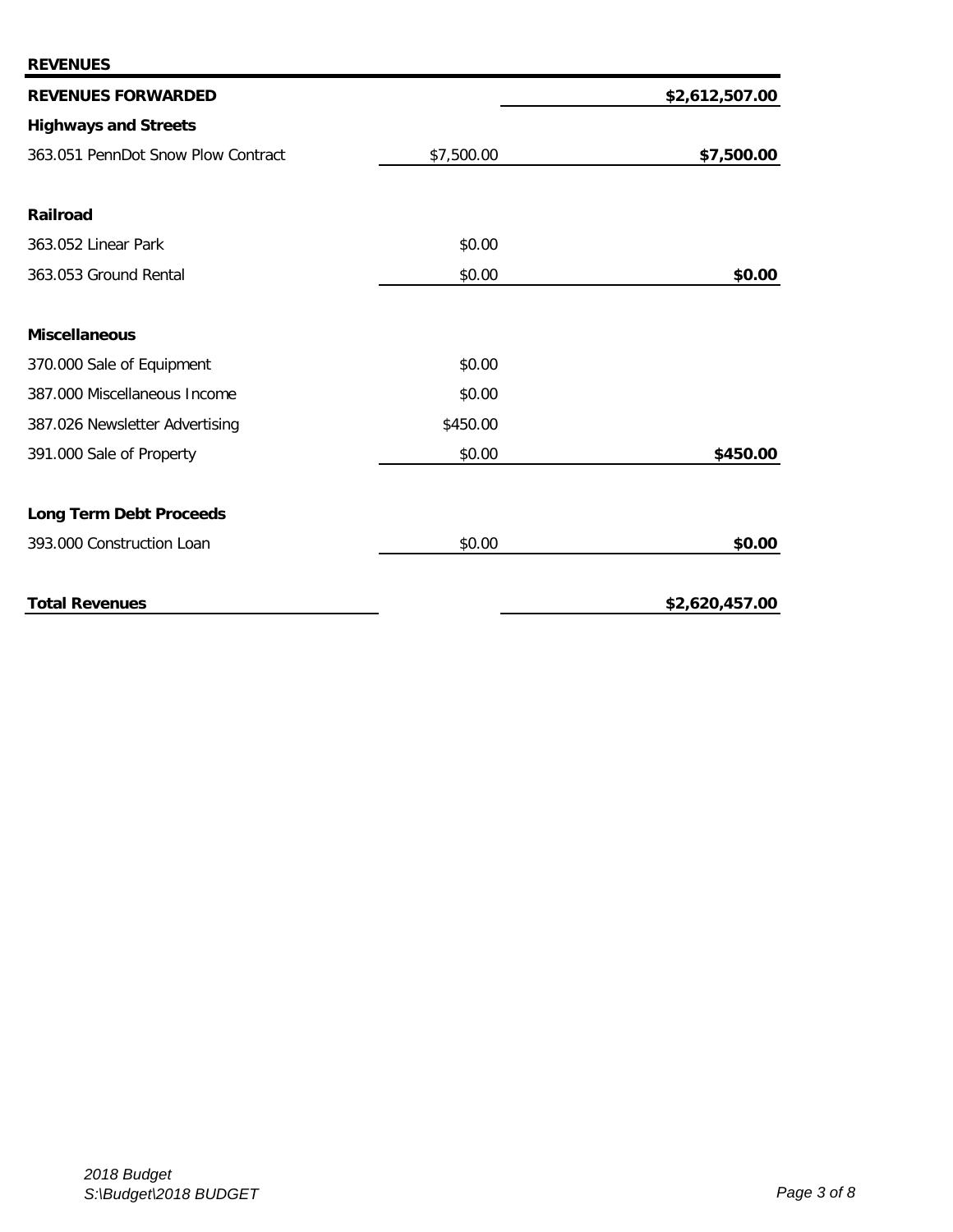## REVENUES

| | | |
|---|---|---|
| **REVENUES FORWARDED** | | **$2,612,507.00** |
| **Highways and Streets** | | |
| 363.051 PennDot Snow Plow Contract | $7,500.00 | **$7,500.00** |
| | | |
| **Railroad** | | |
| 363.052 Linear Park | $0.00 | |
| 363.053 Ground Rental | $0.00 | **$0.00** |
| | | |
| **Miscellaneous** | | |
| 370.000 Sale of Equipment | $0.00 | |
| 387.000 Miscellaneous Income | $0.00 | |
| 387.026 Newsletter Advertising | $450.00 | |
| 391.000 Sale of Property | $0.00 | **$450.00** |
| | | |
| **Long Term Debt Proceeds** | | |
| 393.000 Construction Loan | $0.00 | **$0.00** |
| | | |
| **Total Revenues** | | **$2,620,457.00** |

*2018 Budget*
*S:\Budget\2018 BUDGET*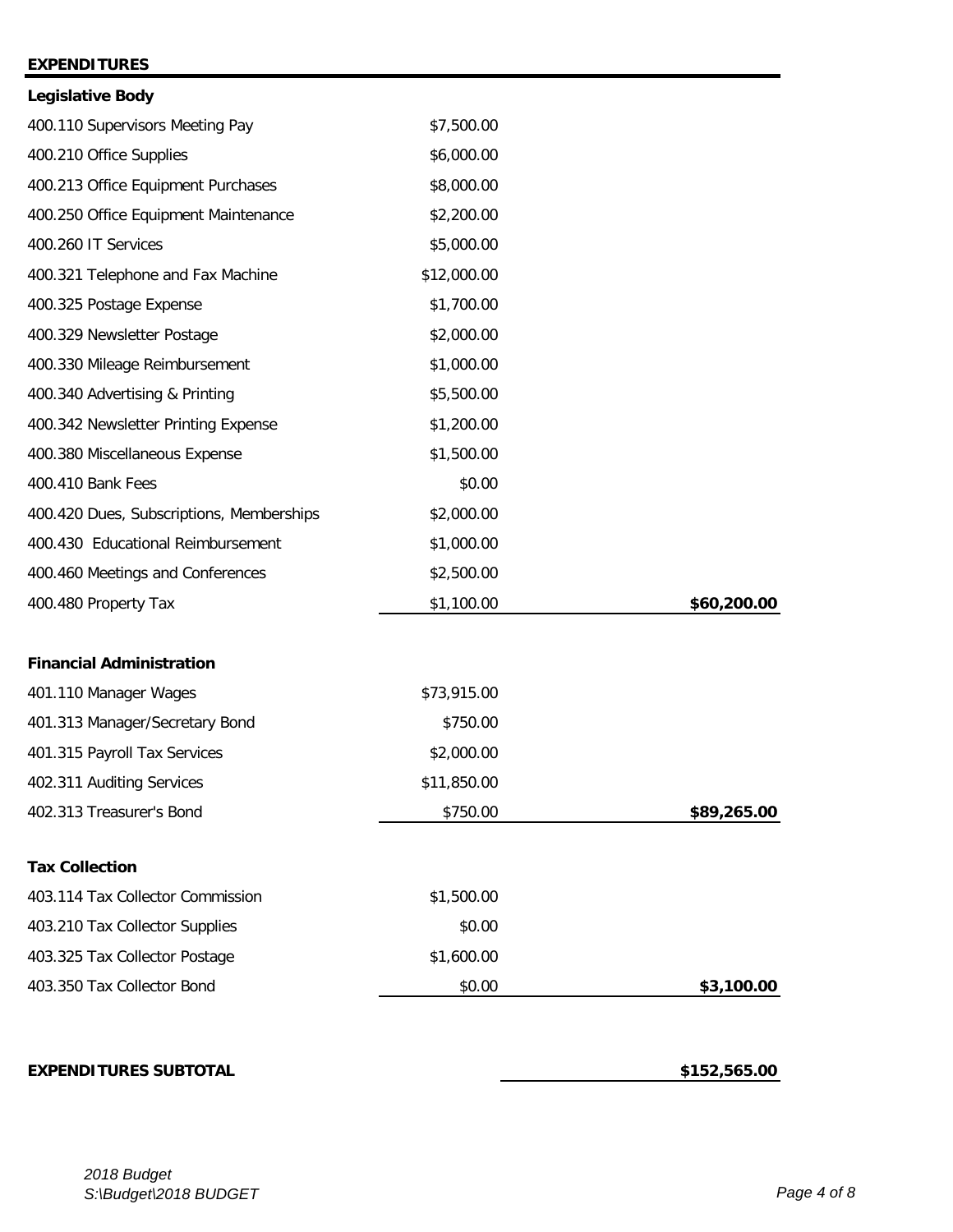## EXPENDITURES

| | | |
|---|---|---|
| **Legislative Body** | | |
| 400.110 Supervisors Meeting Pay | $7,500.00 | |
| 400.210 Office Supplies | $6,000.00 | |
| 400.213 Office Equipment Purchases | $8,000.00 | |
| 400.250 Office Equipment Maintenance | $2,200.00 | |
| 400.260 IT Services | $5,000.00 | |
| 400.321 Telephone and Fax Machine | $12,000.00 | |
| 400.325 Postage Expense | $1,700.00 | |
| 400.329 Newsletter Postage | $2,000.00 | |
| 400.330 Mileage Reimbursement | $1,000.00 | |
| 400.340 Advertising & Printing | $5,500.00 | |
| 400.342 Newsletter Printing Expense | $1,200.00 | |
| 400.380 Miscellaneous Expense | $1,500.00 | |
| 400.410 Bank Fees | $0.00 | |
| 400.420 Dues, Subscriptions, Memberships | $2,000.00 | |
| 400.430 Educational Reimbursement | $1,000.00 | |
| 400.460 Meetings and Conferences | $2,500.00 | |
| 400.480 Property Tax | $1,100.00 | **$60,200.00** |
| | | |
| **Financial Administration** | | |
| 401.110 Manager Wages | $73,915.00 | |
| 401.313 Manager/Secretary Bond | $750.00 | |
| 401.315 Payroll Tax Services | $2,000.00 | |
| 402.311 Auditing Services | $11,850.00 | |
| 402.313 Treasurer's Bond | $750.00 | **$89,265.00** |
| | | |
| **Tax Collection** | | |
| 403.114 Tax Collector Commission | $1,500.00 | |
| 403.210 Tax Collector Supplies | $0.00 | |
| 403.325 Tax Collector Postage | $1,600.00 | |
| 403.350 Tax Collector Bond | $0.00 | **$3,100.00** |
| | | |
| **EXPENDITURES SUBTOTAL** | | **$152,565.00** |

*2018 Budget*
*S:\Budget\2018 BUDGET*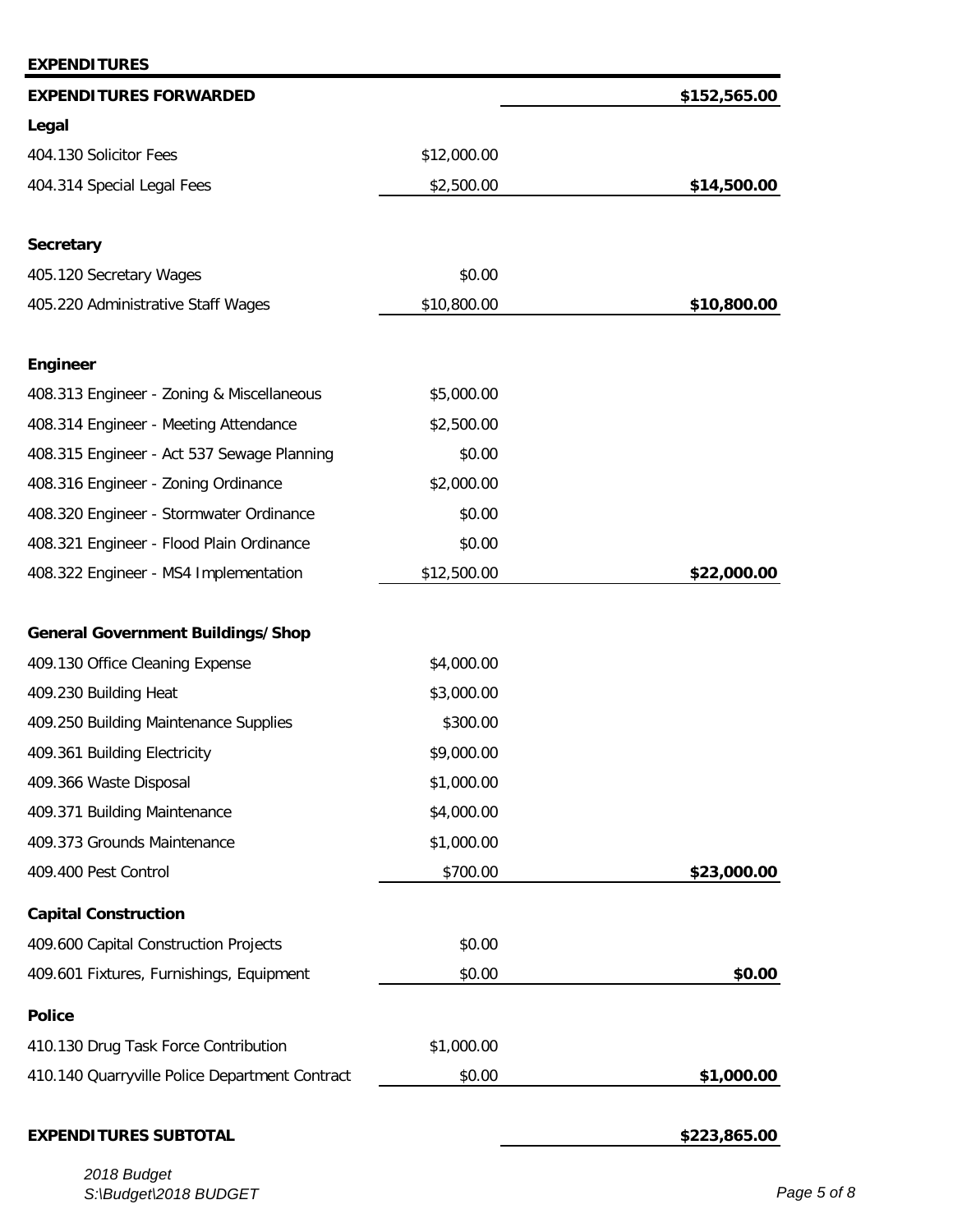**EXPENDITURES**

| | | |
|---|---|---|
| **EXPENDITURES FORWARDED** | | **$152,565.00** |
| **Legal** | | |
| 404.130 Solicitor Fees | $12,000.00 | |
| 404.314 Special Legal Fees | $2,500.00 | **$14,500.00** |
| **Secretary** | | |
| 405.120 Secretary Wages | $0.00 | |
| 405.220 Administrative Staff Wages | $10,800.00 | **$10,800.00** |
| **Engineer** | | |
| 408.313 Engineer - Zoning & Miscellaneous | $5,000.00 | |
| 408.314 Engineer - Meeting Attendance | $2,500.00 | |
| 408.315 Engineer - Act 537 Sewage Planning | $0.00 | |
| 408.316 Engineer - Zoning Ordinance | $2,000.00 | |
| 408.320 Engineer - Stormwater Ordinance | $0.00 | |
| 408.321 Engineer - Flood Plain Ordinance | $0.00 | |
| 408.322 Engineer - MS4 Implementation | $12,500.00 | **$22,000.00** |
| **General Government Buildings/Shop** | | |
| 409.130 Office Cleaning Expense | $4,000.00 | |
| 409.230 Building Heat | $3,000.00 | |
| 409.250 Building Maintenance Supplies | $300.00 | |
| 409.361 Building Electricity | $9,000.00 | |
| 409.366 Waste Disposal | $1,000.00 | |
| 409.371 Building Maintenance | $4,000.00 | |
| 409.373 Grounds Maintenance | $1,000.00 | |
| 409.400 Pest Control | $700.00 | **$23,000.00** |
| **Capital Construction** | | |
| 409.600 Capital Construction Projects | $0.00 | |
| 409.601 Fixtures, Furnishings, Equipment | $0.00 | **$0.00** |
| **Police** | | |
| 410.130 Drug Task Force Contribution | $1,000.00 | |
| 410.140 Quarryville Police Department Contract | $0.00 | **$1,000.00** |
| **EXPENDITURES SUBTOTAL** | | **$223,865.00** |

*2018 Budget*
*S:\Budget\2018 BUDGET*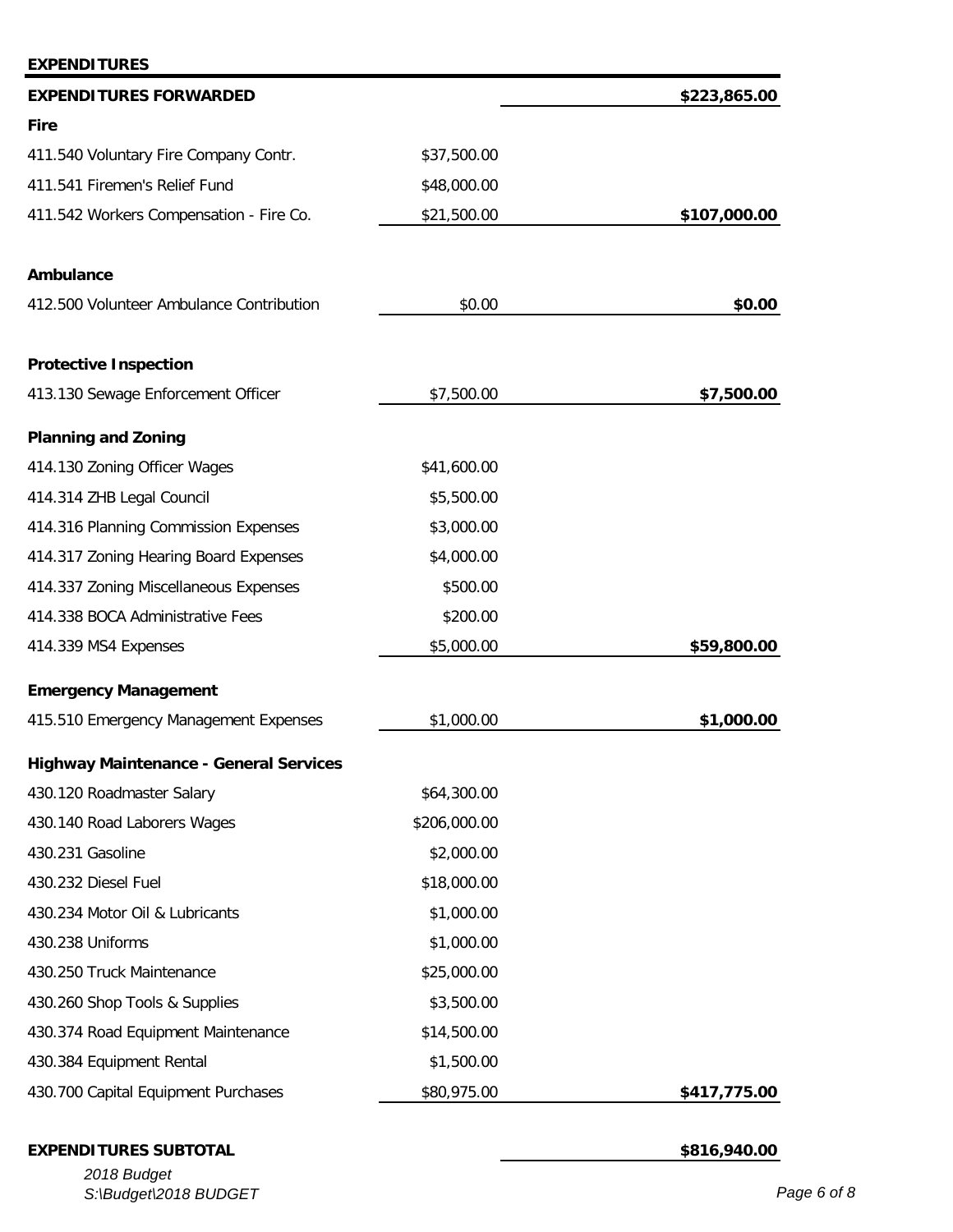**EXPENDITURES**

| Description | Amount | Total |
|---|---|---|
| **EXPENDITURES FORWARDED** | | **$223,865.00** |
| **Fire** | | |
| 411.540 Voluntary Fire Company Contr. | $37,500.00 | |
| 411.541 Firemen's Relief Fund | $48,000.00 | |
| 411.542 Workers Compensation - Fire Co. | $21,500.00 | **$107,000.00** |
| **Ambulance** | | |
| 412.500 Volunteer Ambulance Contribution | $0.00 | **$0.00** |
| **Protective Inspection** | | |
| 413.130 Sewage Enforcement Officer | $7,500.00 | **$7,500.00** |
| **Planning and Zoning** | | |
| 414.130 Zoning Officer Wages | $41,600.00 | |
| 414.314 ZHB Legal Council | $5,500.00 | |
| 414.316 Planning Commission Expenses | $3,000.00 | |
| 414.317 Zoning Hearing Board Expenses | $4,000.00 | |
| 414.337 Zoning Miscellaneous Expenses | $500.00 | |
| 414.338 BOCA Administrative Fees | $200.00 | |
| 414.339 MS4 Expenses | $5,000.00 | **$59,800.00** |
| **Emergency Management** | | |
| 415.510 Emergency Management Expenses | $1,000.00 | **$1,000.00** |
| **Highway Maintenance - General Services** | | |
| 430.120 Roadmaster Salary | $64,300.00 | |
| 430.140 Road Laborers Wages | $206,000.00 | |
| 430.231 Gasoline | $2,000.00 | |
| 430.232 Diesel Fuel | $18,000.00 | |
| 430.234 Motor Oil & Lubricants | $1,000.00 | |
| 430.238 Uniforms | $1,000.00 | |
| 430.250 Truck Maintenance | $25,000.00 | |
| 430.260 Shop Tools & Supplies | $3,500.00 | |
| 430.374 Road Equipment Maintenance | $14,500.00 | |
| 430.384 Equipment Rental | $1,500.00 | |
| 430.700 Capital Equipment Purchases | $80,975.00 | **$417,775.00** |
| **EXPENDITURES SUBTOTAL** | | **$816,940.00** |

*2018 Budget*
*S:\Budget\2018 BUDGET*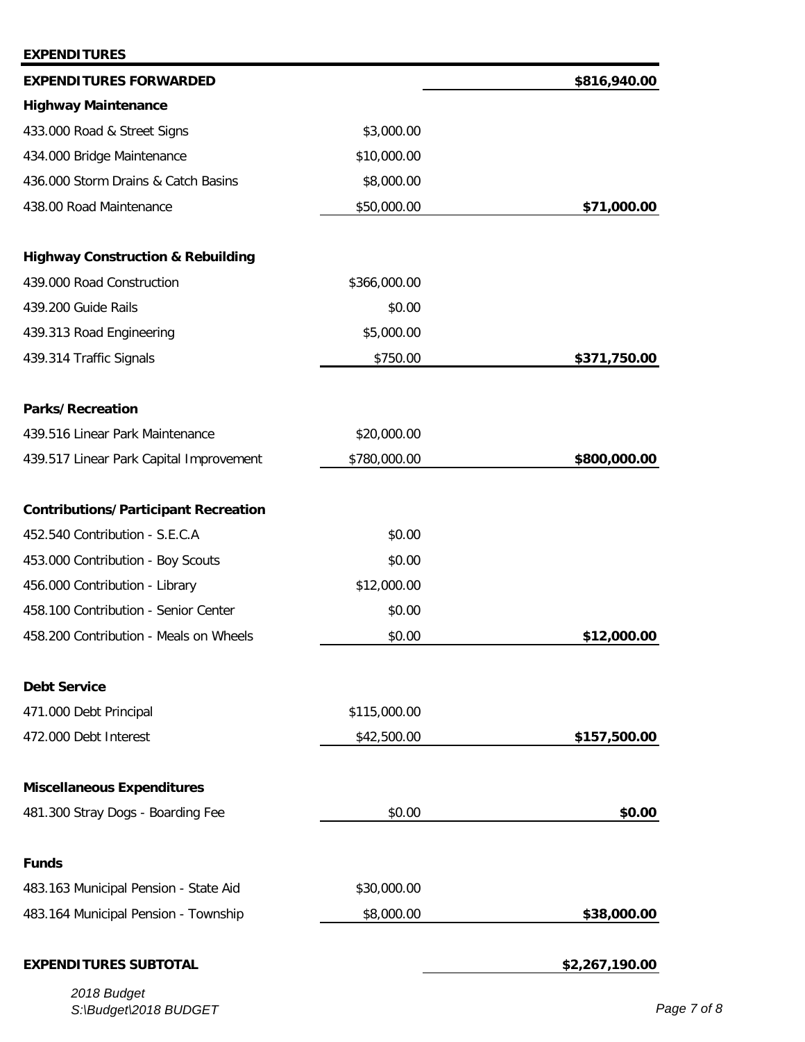**EXPENDITURES**

| | | |
|---|---|---|
| **EXPENDITURES FORWARDED** | | **$816,940.00** |
| **Highway Maintenance** | | |
| 433.000 Road & Street Signs | $3,000.00 | |
| 434.000 Bridge Maintenance | $10,000.00 | |
| 436.000 Storm Drains & Catch Basins | $8,000.00 | |
| 438.00 Road Maintenance | $50,000.00 | **$71,000.00** |
| | | |
| **Highway Construction & Rebuilding** | | |
| 439.000 Road Construction | $366,000.00 | |
| 439.200 Guide Rails | $0.00 | |
| 439.313 Road Engineering | $5,000.00 | |
| 439.314 Traffic Signals | $750.00 | **$371,750.00** |
| | | |
| **Parks/Recreation** | | |
| 439.516 Linear Park Maintenance | $20,000.00 | |
| 439.517 Linear Park Capital Improvement | $780,000.00 | **$800,000.00** |
| | | |
| **Contributions/Participant Recreation** | | |
| 452.540 Contribution - S.E.C.A | $0.00 | |
| 453.000 Contribution - Boy Scouts | $0.00 | |
| 456.000 Contribution - Library | $12,000.00 | |
| 458.100 Contribution - Senior Center | $0.00 | |
| 458.200 Contribution - Meals on Wheels | $0.00 | **$12,000.00** |
| | | |
| **Debt Service** | | |
| 471.000 Debt Principal | $115,000.00 | |
| 472.000 Debt Interest | $42,500.00 | **$157,500.00** |
| | | |
| **Miscellaneous Expenditures** | | |
| 481.300 Stray Dogs - Boarding Fee | $0.00 | **$0.00** |
| | | |
| **Funds** | | |
| 483.163 Municipal Pension - State Aid | $30,000.00 | |
| 483.164 Municipal Pension - Township | $8,000.00 | **$38,000.00** |
| | | |
| **EXPENDITURES SUBTOTAL** | | **$2,267,190.00** |

*2018 Budget*
*S:\Budget\2018 BUDGET*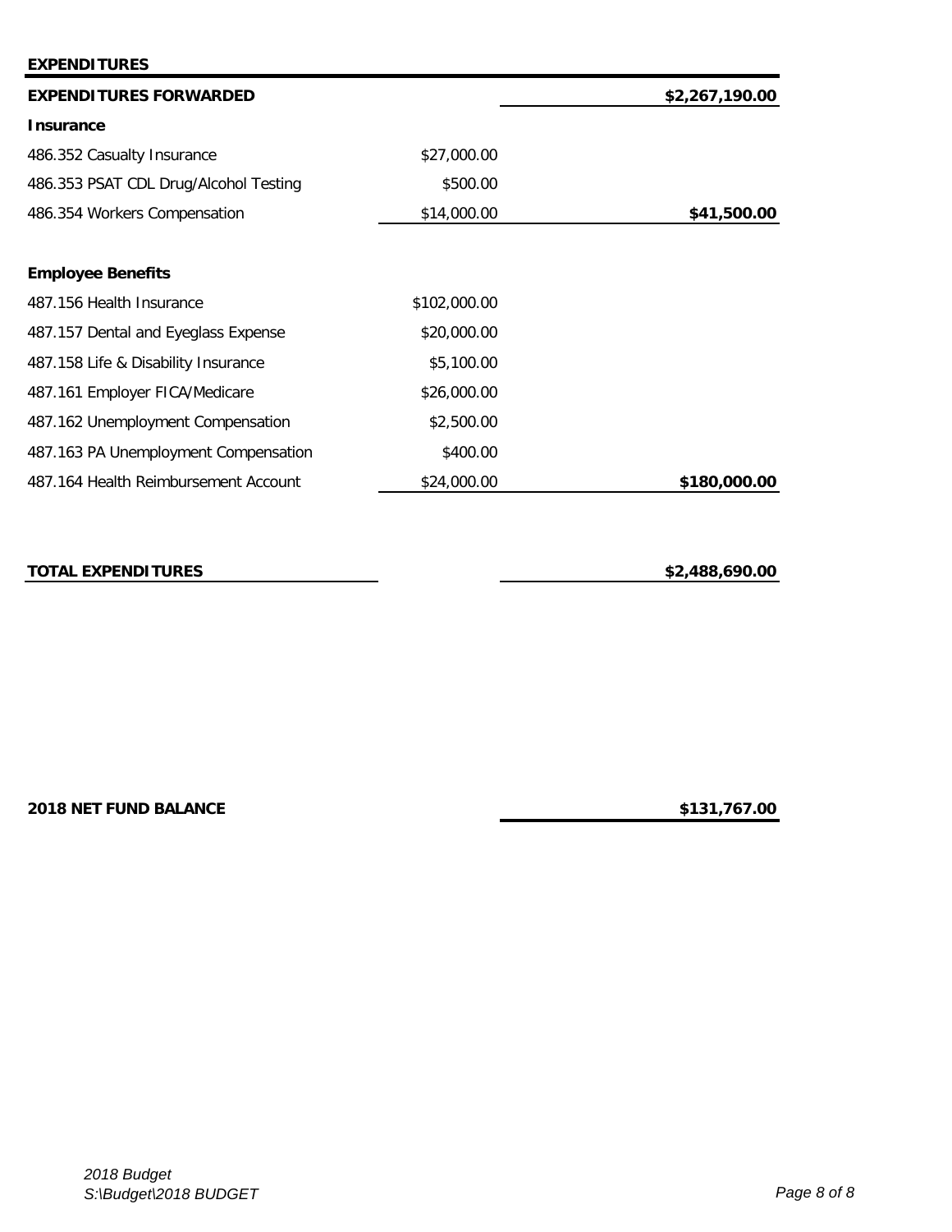**EXPENDITURES**

| | | |
|---|---|---|
| **EXPENDITURES FORWARDED** | | **$2,267,190.00** |
| **Insurance** | | |
| 486.352 Casualty Insurance | $27,000.00 | |
| 486.353 PSAT CDL Drug/Alcohol Testing | $500.00 | |
| 486.354 Workers Compensation | $14,000.00 | **$41,500.00** |
| | | |
| **Employee Benefits** | | |
| 487.156 Health Insurance | $102,000.00 | |
| 487.157 Dental and Eyeglass Expense | $20,000.00 | |
| 487.158 Life & Disability Insurance | $5,100.00 | |
| 487.161 Employer FICA/Medicare | $26,000.00 | |
| 487.162 Unemployment Compensation | $2,500.00 | |
| 487.163 PA Unemployment Compensation | $400.00 | |
| 487.164 Health Reimbursement Account | $24,000.00 | **$180,000.00** |
| | | |
| **TOTAL EXPENDITURES** | | **$2,488,690.00** |
| | | |
| **2018 NET FUND BALANCE** | | **$131,767.00** |

*2018 Budget*
*S:\Budget\2018 BUDGET*